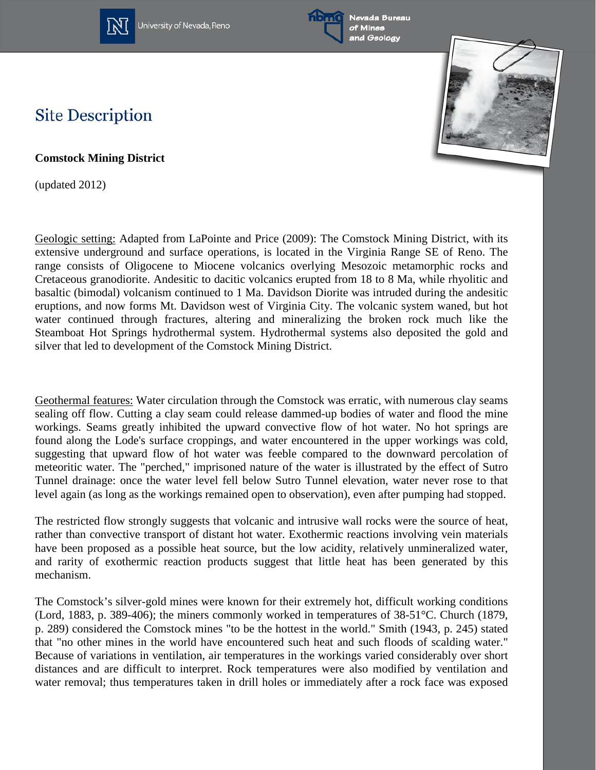# Site Description

**Comstock Mining District**

(updated 2012)

Geologic setting: Adapted from LaPointe and Price (2009): The Comstock Mining District, with its extensive underground and surface operations, is located in the Virginia Range SE of Reno. The range consists of Oligocene to Miocene volcanics overlying Mesozoic metamorphic rocks and Cretaceous granodiorite. Andesitic to dacitic volcanics erupted from 18 to 8 Ma, while rhyolitic and basaltic (bimodal) volcanism continued to 1 Ma. Davidson Diorite was intruded during the andesitic eruptions, and now forms Mt. Davidson west of Virginia City. The volcanic system waned, but hot water continued through fractures, altering and mineralizing the broken rock much like the Steamboat Hot Springs hydrothermal system. Hydrothermal systems also deposited the gold and silver that led to development of the Comstock Mining District.

Geothermal features: Water circulation through the Comstock was erratic, with numerous clay seams sealing off flow. Cutting a clay seam could release dammed-up bodies of water and flood the mine workings. Seams greatly inhibited the upward convective flow of hot water. No hot springs are found along the Lode's surface croppings, and water encountered in the upper workings was cold, suggesting that upward flow of hot water was feeble compared to the downward percolation of meteoritic water. The "perched," imprisoned nature of the water is illustrated by the effect of Sutro Tunnel drainage: once the water level fell below Sutro Tunnel elevation, water never rose to that level again (as long as the workings remained open to observation), even after pumping had stopped.

The restricted flow strongly suggests that volcanic and intrusive wall rocks were the source of heat, rather than convective transport of distant hot water. Exothermic reactions involving vein materials have been proposed as a possible heat source, but the low acidity, relatively unmineralized water, and rarity of exothermic reaction products suggest that little heat has been generated by this mechanism.

The Comstock's silver-gold mines were known for their extremely hot, difficult working conditions (Lord, 1883, p. 389-406); the miners commonly worked in temperatures of 38-51°C. Church (1879, p. 289) considered the Comstock mines "to be the hottest in the world." Smith (1943, p. 245) stated that "no other mines in the world have encountered such heat and such floods of scalding water." Because of variations in ventilation, air temperatures in the workings varied considerably over short distances and are difficult to interpret. Rock temperatures were also modified by ventilation and water removal; thus temperatures taken in drill holes or immediately after a rock face was exposed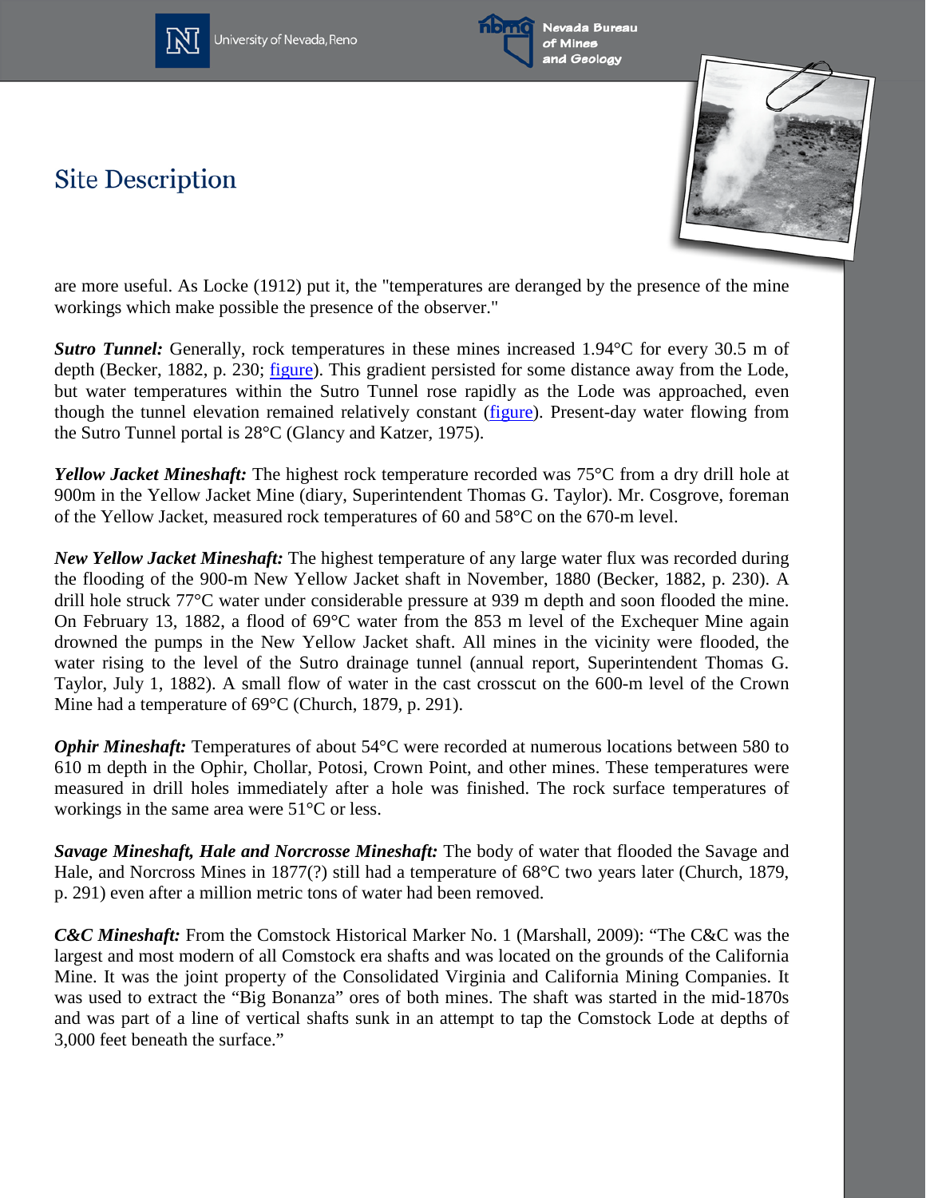# Site Description

are more useful. As Locke (1912) put it, the "temperatures are deranged by the presence of the mine workings which make possible the presence of the observer."

***Sutro Tunnel:*** Generally, rock temperatures in these mines increased 1.94°C for every 30.5 m of depth (Becker, 1882, p. 230; figure). This gradient persisted for some distance away from the Lode, but water temperatures within the Sutro Tunnel rose rapidly as the Lode was approached, even though the tunnel elevation remained relatively constant (figure). Present-day water flowing from the Sutro Tunnel portal is 28°C (Glancy and Katzer, 1975).

***Yellow Jacket Mineshaft:*** The highest rock temperature recorded was 75°C from a dry drill hole at 900m in the Yellow Jacket Mine (diary, Superintendent Thomas G. Taylor). Mr. Cosgrove, foreman of the Yellow Jacket, measured rock temperatures of 60 and 58°C on the 670-m level.

***New Yellow Jacket Mineshaft:*** The highest temperature of any large water flux was recorded during the flooding of the 900-m New Yellow Jacket shaft in November, 1880 (Becker, 1882, p. 230). A drill hole struck 77°C water under considerable pressure at 939 m depth and soon flooded the mine. On February 13, 1882, a flood of 69°C water from the 853 m level of the Exchequer Mine again drowned the pumps in the New Yellow Jacket shaft. All mines in the vicinity were flooded, the water rising to the level of the Sutro drainage tunnel (annual report, Superintendent Thomas G. Taylor, July 1, 1882). A small flow of water in the cast crosscut on the 600-m level of the Crown Mine had a temperature of 69°C (Church, 1879, p. 291).

***Ophir Mineshaft:*** Temperatures of about 54°C were recorded at numerous locations between 580 to 610 m depth in the Ophir, Chollar, Potosi, Crown Point, and other mines. These temperatures were measured in drill holes immediately after a hole was finished. The rock surface temperatures of workings in the same area were 51°C or less.

***Savage Mineshaft, Hale and Norcrosse Mineshaft:*** The body of water that flooded the Savage and Hale, and Norcross Mines in 1877(?) still had a temperature of 68°C two years later (Church, 1879, p. 291) even after a million metric tons of water had been removed.

***C&C Mineshaft:*** From the Comstock Historical Marker No. 1 (Marshall, 2009): "The C&C was the largest and most modern of all Comstock era shafts and was located on the grounds of the California Mine. It was the joint property of the Consolidated Virginia and California Mining Companies. It was used to extract the "Big Bonanza" ores of both mines. The shaft was started in the mid-1870s and was part of a line of vertical shafts sunk in an attempt to tap the Comstock Lode at depths of 3,000 feet beneath the surface."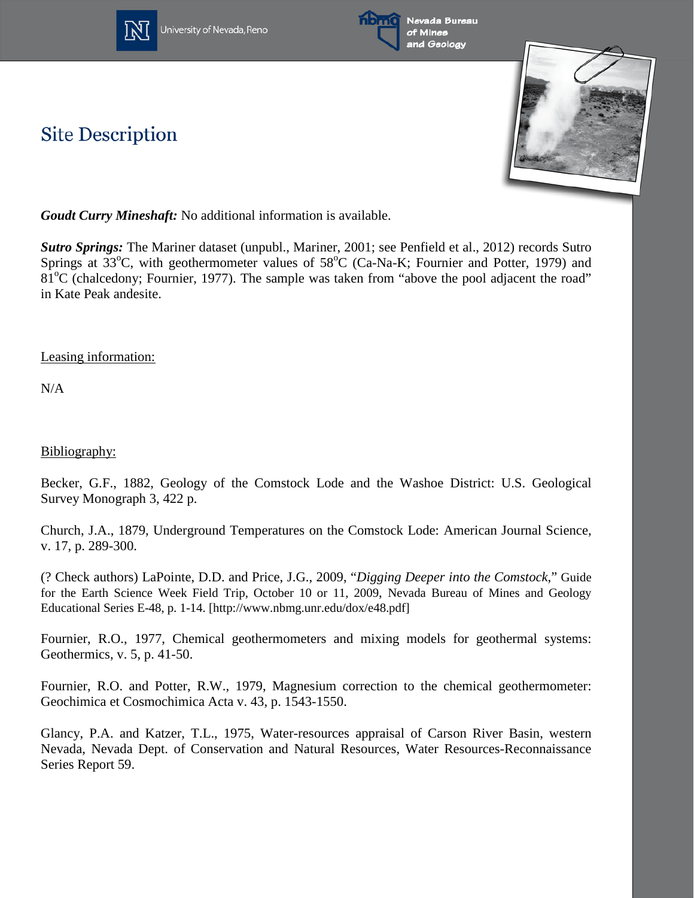# Site Description

***Goudt Curry Mineshaft:*** No additional information is available.

***Sutro Springs:*** The Mariner dataset (unpubl., Mariner, 2001; see Penfield et al., 2012) records Sutro Springs at 33°C, with geothermometer values of 58°C (Ca-Na-K; Fournier and Potter, 1979) and 81°C (chalcedony; Fournier, 1977). The sample was taken from "above the pool adjacent the road" in Kate Peak andesite.

<u>Leasing information:</u>

N/A

<u>Bibliography:</u>

Becker, G.F., 1882, Geology of the Comstock Lode and the Washoe District: U.S. Geological Survey Monograph 3, 422 p.

Church, J.A., 1879, Underground Temperatures on the Comstock Lode: American Journal Science, v. 17, p. 289-300.

(? Check authors) LaPointe, D.D. and Price, J.G., 2009, "*Digging Deeper into the Comstock*," Guide for the Earth Science Week Field Trip, October 10 or 11, 2009, Nevada Bureau of Mines and Geology Educational Series E-48, p. 1-14. [http://www.nbmg.unr.edu/dox/e48.pdf]

Fournier, R.O., 1977, Chemical geothermometers and mixing models for geothermal systems: Geothermics, v. 5, p. 41-50.

Fournier, R.O. and Potter, R.W., 1979, Magnesium correction to the chemical geothermometer: Geochimica et Cosmochimica Acta v. 43, p. 1543-1550.

Glancy, P.A. and Katzer, T.L., 1975, Water-resources appraisal of Carson River Basin, western Nevada, Nevada Dept. of Conservation and Natural Resources, Water Resources-Reconnaissance Series Report 59.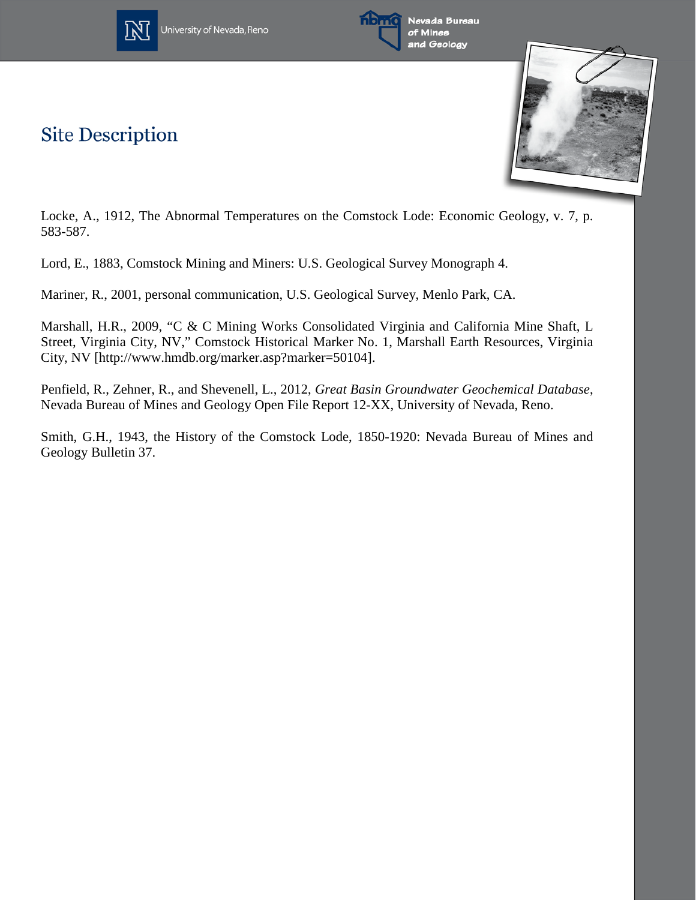## Site Description

Locke, A., 1912, The Abnormal Temperatures on the Comstock Lode: Economic Geology, v. 7, p. 583-587.

Lord, E., 1883, Comstock Mining and Miners: U.S. Geological Survey Monograph 4.

Mariner, R., 2001, personal communication, U.S. Geological Survey, Menlo Park, CA.

Marshall, H.R., 2009, "C & C Mining Works Consolidated Virginia and California Mine Shaft, L Street, Virginia City, NV," Comstock Historical Marker No. 1, Marshall Earth Resources, Virginia City, NV [http://www.hmdb.org/marker.asp?marker=50104].

Penfield, R., Zehner, R., and Shevenell, L., 2012, *Great Basin Groundwater Geochemical Database*, Nevada Bureau of Mines and Geology Open File Report 12-XX, University of Nevada, Reno.

Smith, G.H., 1943, the History of the Comstock Lode, 1850-1920: Nevada Bureau of Mines and Geology Bulletin 37.